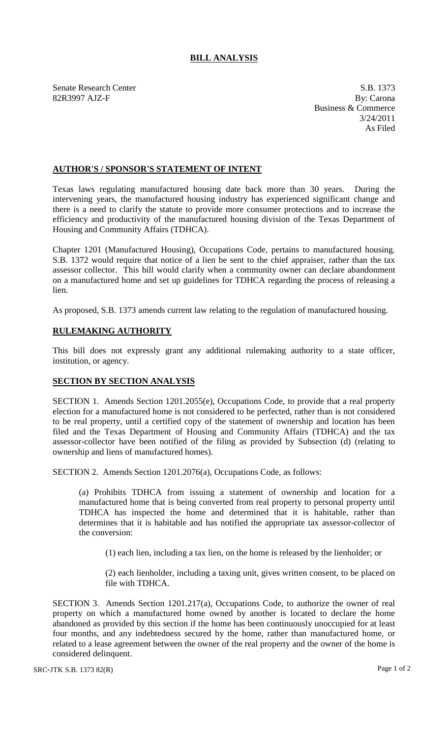# BILL ANALYSIS

Senate Research Center
82R3997 AJZ-F

S.B. 1373
By: Carona
Business & Commerce
3/24/2011
As Filed

## AUTHOR'S / SPONSOR'S STATEMENT OF INTENT

Texas laws regulating manufactured housing date back more than 30 years. During the intervening years, the manufactured housing industry has experienced significant change and there is a need to clarify the statute to provide more consumer protections and to increase the efficiency and productivity of the manufactured housing division of the Texas Department of Housing and Community Affairs (TDHCA).

Chapter 1201 (Manufactured Housing), Occupations Code, pertains to manufactured housing. S.B. 1372 would require that notice of a lien be sent to the chief appraiser, rather than the tax assessor collector. This bill would clarify when a community owner can declare abandonment on a manufactured home and set up guidelines for TDHCA regarding the process of releasing a lien.

As proposed, S.B. 1373 amends current law relating to the regulation of manufactured housing.

## RULEMAKING AUTHORITY

This bill does not expressly grant any additional rulemaking authority to a state officer, institution, or agency.

## SECTION BY SECTION ANALYSIS

SECTION 1. Amends Section 1201.2055(e), Occupations Code, to provide that a real property election for a manufactured home is not considered to be perfected, rather than is not considered to be real property, until a certified copy of the statement of ownership and location has been filed and the Texas Department of Housing and Community Affairs (TDHCA) and the tax assessor-collector have been notified of the filing as provided by Subsection (d) (relating to ownership and liens of manufactured homes).

SECTION 2. Amends Section 1201.2076(a), Occupations Code, as follows:

(a) Prohibits TDHCA from issuing a statement of ownership and location for a manufactured home that is being converted from real property to personal property until TDHCA has inspected the home and determined that it is habitable, rather than determines that it is habitable and has notified the appropriate tax assessor-collector of the conversion:

(1) each lien, including a tax lien, on the home is released by the lienholder; or

(2) each lienholder, including a taxing unit, gives written consent, to be placed on file with TDHCA.

SECTION 3. Amends Section 1201.217(a), Occupations Code, to authorize the owner of real property on which a manufactured home owned by another is located to declare the home abandoned as provided by this section if the home has been continuously unoccupied for at least four months, and any indebtedness secured by the home, rather than manufactured home, or related to a lease agreement between the owner of the real property and the owner of the home is considered delinquent.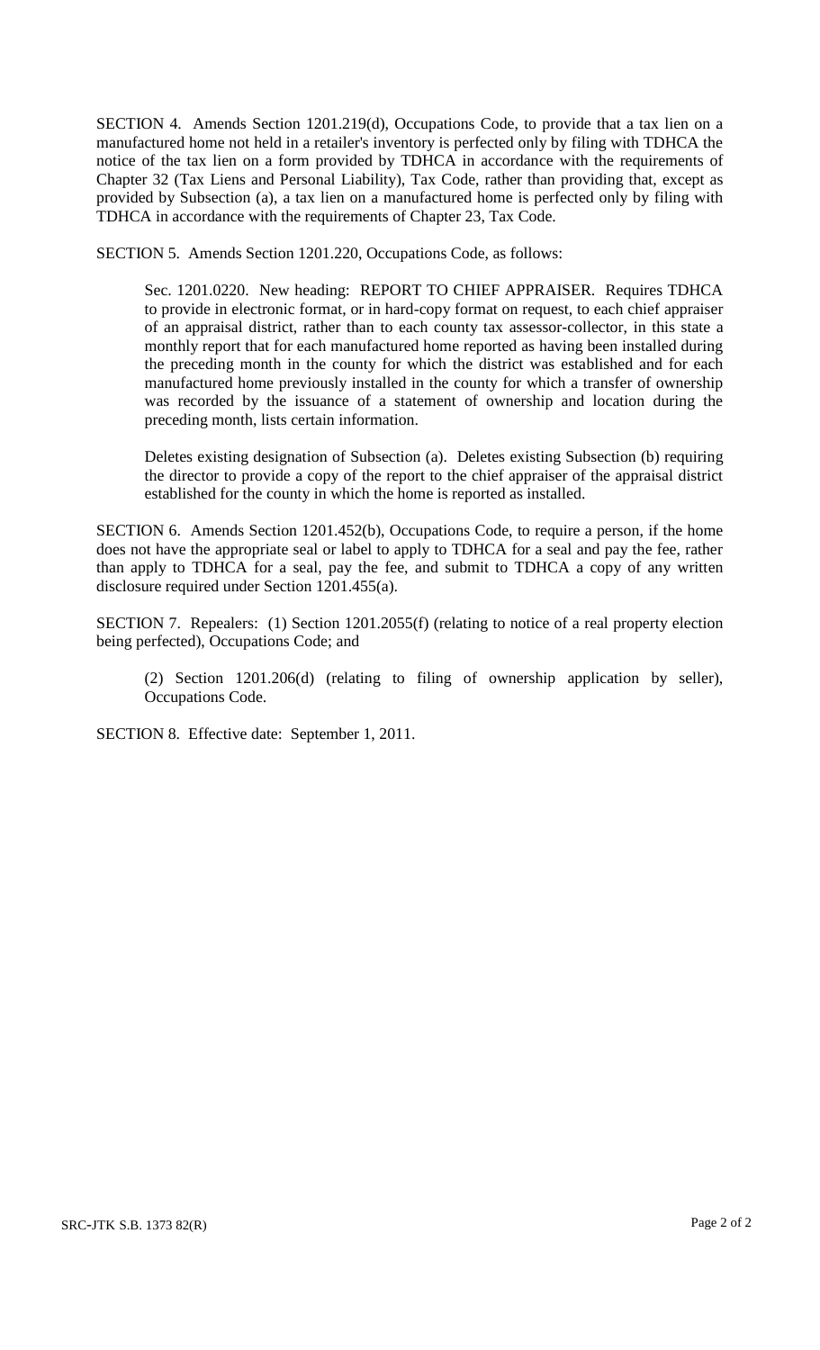SECTION 4. Amends Section 1201.219(d), Occupations Code, to provide that a tax lien on a manufactured home not held in a retailer's inventory is perfected only by filing with TDHCA the notice of the tax lien on a form provided by TDHCA in accordance with the requirements of Chapter 32 (Tax Liens and Personal Liability), Tax Code, rather than providing that, except as provided by Subsection (a), a tax lien on a manufactured home is perfected only by filing with TDHCA in accordance with the requirements of Chapter 23, Tax Code.

SECTION 5. Amends Section 1201.220, Occupations Code, as follows:

> Sec. 1201.0220. New heading: REPORT TO CHIEF APPRAISER. Requires TDHCA to provide in electronic format, or in hard-copy format on request, to each chief appraiser of an appraisal district, rather than to each county tax assessor-collector, in this state a monthly report that for each manufactured home reported as having been installed during the preceding month in the county for which the district was established and for each manufactured home previously installed in the county for which a transfer of ownership was recorded by the issuance of a statement of ownership and location during the preceding month, lists certain information.
>
> Deletes existing designation of Subsection (a). Deletes existing Subsection (b) requiring the director to provide a copy of the report to the chief appraiser of the appraisal district established for the county in which the home is reported as installed.

SECTION 6. Amends Section 1201.452(b), Occupations Code, to require a person, if the home does not have the appropriate seal or label to apply to TDHCA for a seal and pay the fee, rather than apply to TDHCA for a seal, pay the fee, and submit to TDHCA a copy of any written disclosure required under Section 1201.455(a).

SECTION 7. Repealers: (1) Section 1201.2055(f) (relating to notice of a real property election being perfected), Occupations Code; and

> (2) Section 1201.206(d) (relating to filing of ownership application by seller), Occupations Code.

SECTION 8. Effective date: September 1, 2011.